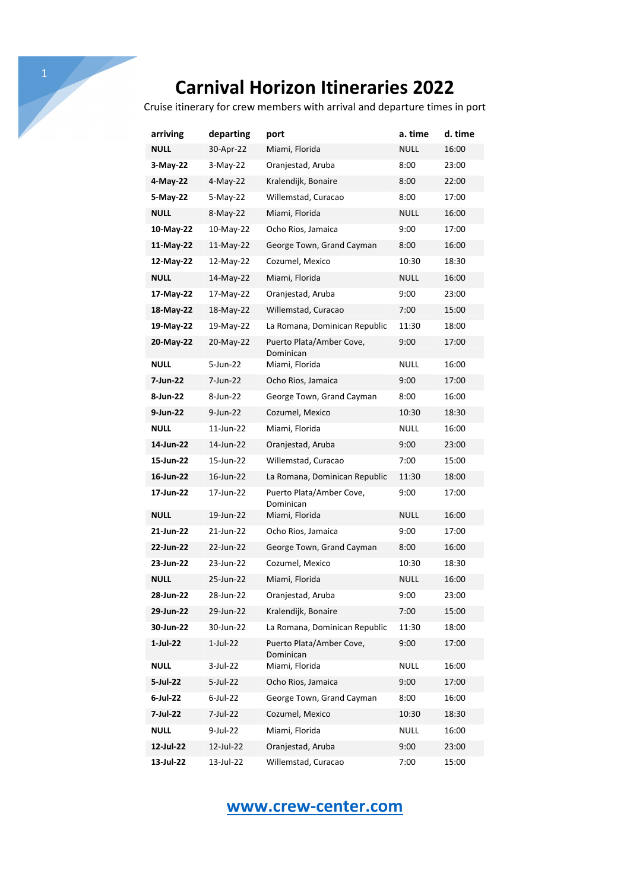# Carnival Horizon Itineraries 2022

Cruise itinerary for crew members with arrival and departure times in port

| arriving | departing | port | a. time | d. time |
|---|---|---|---|---|
| **NULL** | 30-Apr-22 | Miami, Florida | NULL | 16:00 |
| **3-May-22** | 3-May-22 | Oranjestad, Aruba | 8:00 | 23:00 |
| **4-May-22** | 4-May-22 | Kralendijk, Bonaire | 8:00 | 22:00 |
| **5-May-22** | 5-May-22 | Willemstad, Curacao | 8:00 | 17:00 |
| **NULL** | 8-May-22 | Miami, Florida | NULL | 16:00 |
| **10-May-22** | 10-May-22 | Ocho Rios, Jamaica | 9:00 | 17:00 |
| **11-May-22** | 11-May-22 | George Town, Grand Cayman | 8:00 | 16:00 |
| **12-May-22** | 12-May-22 | Cozumel, Mexico | 10:30 | 18:30 |
| **NULL** | 14-May-22 | Miami, Florida | NULL | 16:00 |
| **17-May-22** | 17-May-22 | Oranjestad, Aruba | 9:00 | 23:00 |
| **18-May-22** | 18-May-22 | Willemstad, Curacao | 7:00 | 15:00 |
| **19-May-22** | 19-May-22 | La Romana, Dominican Republic | 11:30 | 18:00 |
| **20-May-22** | 20-May-22 | Puerto Plata/Amber Cove, Dominican | 9:00 | 17:00 |
| **NULL** | 5-Jun-22 | Miami, Florida | NULL | 16:00 |
| **7-Jun-22** | 7-Jun-22 | Ocho Rios, Jamaica | 9:00 | 17:00 |
| **8-Jun-22** | 8-Jun-22 | George Town, Grand Cayman | 8:00 | 16:00 |
| **9-Jun-22** | 9-Jun-22 | Cozumel, Mexico | 10:30 | 18:30 |
| **NULL** | 11-Jun-22 | Miami, Florida | NULL | 16:00 |
| **14-Jun-22** | 14-Jun-22 | Oranjestad, Aruba | 9:00 | 23:00 |
| **15-Jun-22** | 15-Jun-22 | Willemstad, Curacao | 7:00 | 15:00 |
| **16-Jun-22** | 16-Jun-22 | La Romana, Dominican Republic | 11:30 | 18:00 |
| **17-Jun-22** | 17-Jun-22 | Puerto Plata/Amber Cove, Dominican | 9:00 | 17:00 |
| **NULL** | 19-Jun-22 | Miami, Florida | NULL | 16:00 |
| **21-Jun-22** | 21-Jun-22 | Ocho Rios, Jamaica | 9:00 | 17:00 |
| **22-Jun-22** | 22-Jun-22 | George Town, Grand Cayman | 8:00 | 16:00 |
| **23-Jun-22** | 23-Jun-22 | Cozumel, Mexico | 10:30 | 18:30 |
| **NULL** | 25-Jun-22 | Miami, Florida | NULL | 16:00 |
| **28-Jun-22** | 28-Jun-22 | Oranjestad, Aruba | 9:00 | 23:00 |
| **29-Jun-22** | 29-Jun-22 | Kralendijk, Bonaire | 7:00 | 15:00 |
| **30-Jun-22** | 30-Jun-22 | La Romana, Dominican Republic | 11:30 | 18:00 |
| **1-Jul-22** | 1-Jul-22 | Puerto Plata/Amber Cove, Dominican | 9:00 | 17:00 |
| **NULL** | 3-Jul-22 | Miami, Florida | NULL | 16:00 |
| **5-Jul-22** | 5-Jul-22 | Ocho Rios, Jamaica | 9:00 | 17:00 |
| **6-Jul-22** | 6-Jul-22 | George Town, Grand Cayman | 8:00 | 16:00 |
| **7-Jul-22** | 7-Jul-22 | Cozumel, Mexico | 10:30 | 18:30 |
| **NULL** | 9-Jul-22 | Miami, Florida | NULL | 16:00 |
| **12-Jul-22** | 12-Jul-22 | Oranjestad, Aruba | 9:00 | 23:00 |
| **13-Jul-22** | 13-Jul-22 | Willemstad, Curacao | 7:00 | 15:00 |

[www.crew-center.com](http://www.crew-center.com)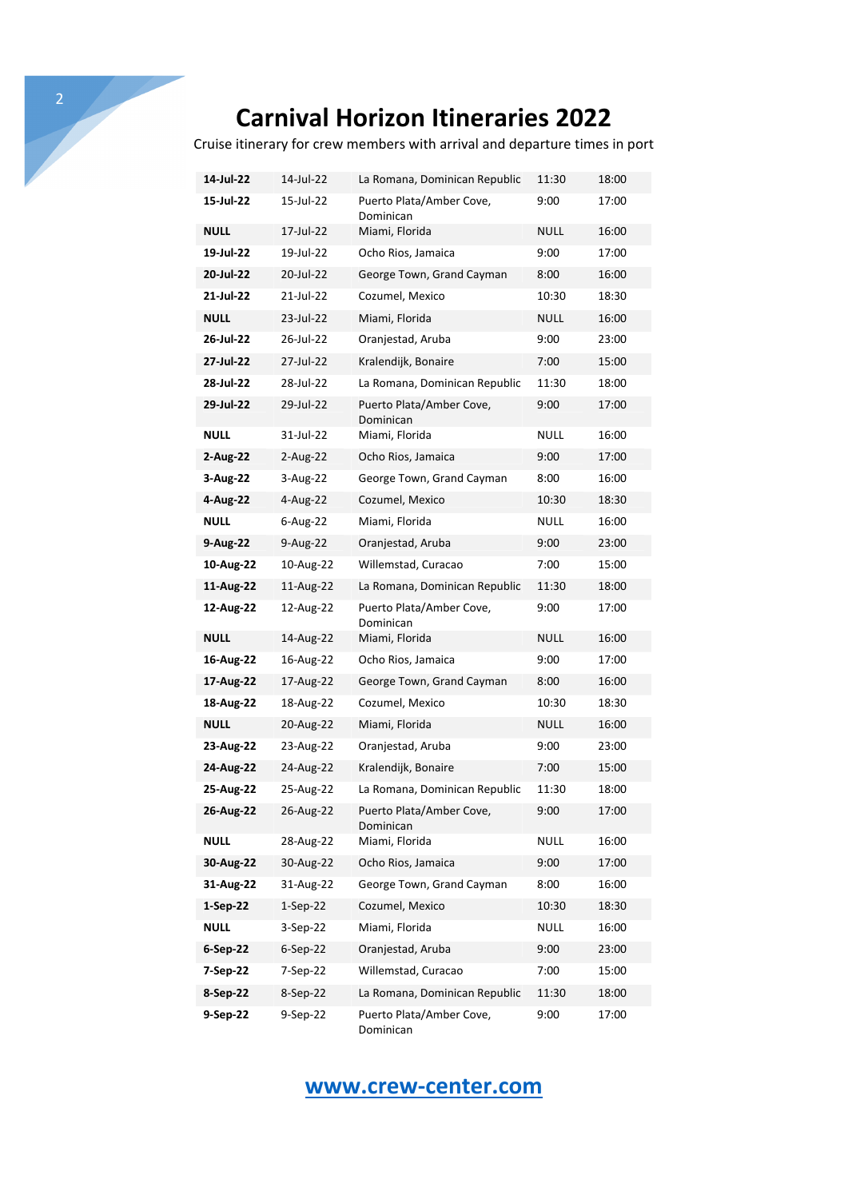# Carnival Horizon Itineraries 2022

Cruise itinerary for crew members with arrival and departure times in port

| | | | | |
|---|---|---|---|---|
| **14-Jul-22** | 14-Jul-22 | La Romana, Dominican Republic | 11:30 | 18:00 |
| **15-Jul-22** | 15-Jul-22 | Puerto Plata/Amber Cove, Dominican | 9:00 | 17:00 |
| **NULL** | 17-Jul-22 | Miami, Florida | NULL | 16:00 |
| **19-Jul-22** | 19-Jul-22 | Ocho Rios, Jamaica | 9:00 | 17:00 |
| **20-Jul-22** | 20-Jul-22 | George Town, Grand Cayman | 8:00 | 16:00 |
| **21-Jul-22** | 21-Jul-22 | Cozumel, Mexico | 10:30 | 18:30 |
| **NULL** | 23-Jul-22 | Miami, Florida | NULL | 16:00 |
| **26-Jul-22** | 26-Jul-22 | Oranjestad, Aruba | 9:00 | 23:00 |
| **27-Jul-22** | 27-Jul-22 | Kralendijk, Bonaire | 7:00 | 15:00 |
| **28-Jul-22** | 28-Jul-22 | La Romana, Dominican Republic | 11:30 | 18:00 |
| **29-Jul-22** | 29-Jul-22 | Puerto Plata/Amber Cove, Dominican | 9:00 | 17:00 |
| **NULL** | 31-Jul-22 | Miami, Florida | NULL | 16:00 |
| **2-Aug-22** | 2-Aug-22 | Ocho Rios, Jamaica | 9:00 | 17:00 |
| **3-Aug-22** | 3-Aug-22 | George Town, Grand Cayman | 8:00 | 16:00 |
| **4-Aug-22** | 4-Aug-22 | Cozumel, Mexico | 10:30 | 18:30 |
| **NULL** | 6-Aug-22 | Miami, Florida | NULL | 16:00 |
| **9-Aug-22** | 9-Aug-22 | Oranjestad, Aruba | 9:00 | 23:00 |
| **10-Aug-22** | 10-Aug-22 | Willemstad, Curacao | 7:00 | 15:00 |
| **11-Aug-22** | 11-Aug-22 | La Romana, Dominican Republic | 11:30 | 18:00 |
| **12-Aug-22** | 12-Aug-22 | Puerto Plata/Amber Cove, Dominican | 9:00 | 17:00 |
| **NULL** | 14-Aug-22 | Miami, Florida | NULL | 16:00 |
| **16-Aug-22** | 16-Aug-22 | Ocho Rios, Jamaica | 9:00 | 17:00 |
| **17-Aug-22** | 17-Aug-22 | George Town, Grand Cayman | 8:00 | 16:00 |
| **18-Aug-22** | 18-Aug-22 | Cozumel, Mexico | 10:30 | 18:30 |
| **NULL** | 20-Aug-22 | Miami, Florida | NULL | 16:00 |
| **23-Aug-22** | 23-Aug-22 | Oranjestad, Aruba | 9:00 | 23:00 |
| **24-Aug-22** | 24-Aug-22 | Kralendijk, Bonaire | 7:00 | 15:00 |
| **25-Aug-22** | 25-Aug-22 | La Romana, Dominican Republic | 11:30 | 18:00 |
| **26-Aug-22** | 26-Aug-22 | Puerto Plata/Amber Cove, Dominican | 9:00 | 17:00 |
| **NULL** | 28-Aug-22 | Miami, Florida | NULL | 16:00 |
| **30-Aug-22** | 30-Aug-22 | Ocho Rios, Jamaica | 9:00 | 17:00 |
| **31-Aug-22** | 31-Aug-22 | George Town, Grand Cayman | 8:00 | 16:00 |
| **1-Sep-22** | 1-Sep-22 | Cozumel, Mexico | 10:30 | 18:30 |
| **NULL** | 3-Sep-22 | Miami, Florida | NULL | 16:00 |
| **6-Sep-22** | 6-Sep-22 | Oranjestad, Aruba | 9:00 | 23:00 |
| **7-Sep-22** | 7-Sep-22 | Willemstad, Curacao | 7:00 | 15:00 |
| **8-Sep-22** | 8-Sep-22 | La Romana, Dominican Republic | 11:30 | 18:00 |
| **9-Sep-22** | 9-Sep-22 | Puerto Plata/Amber Cove, Dominican | 9:00 | 17:00 |

**[www.crew-center.com](http://www.crew-center.com)**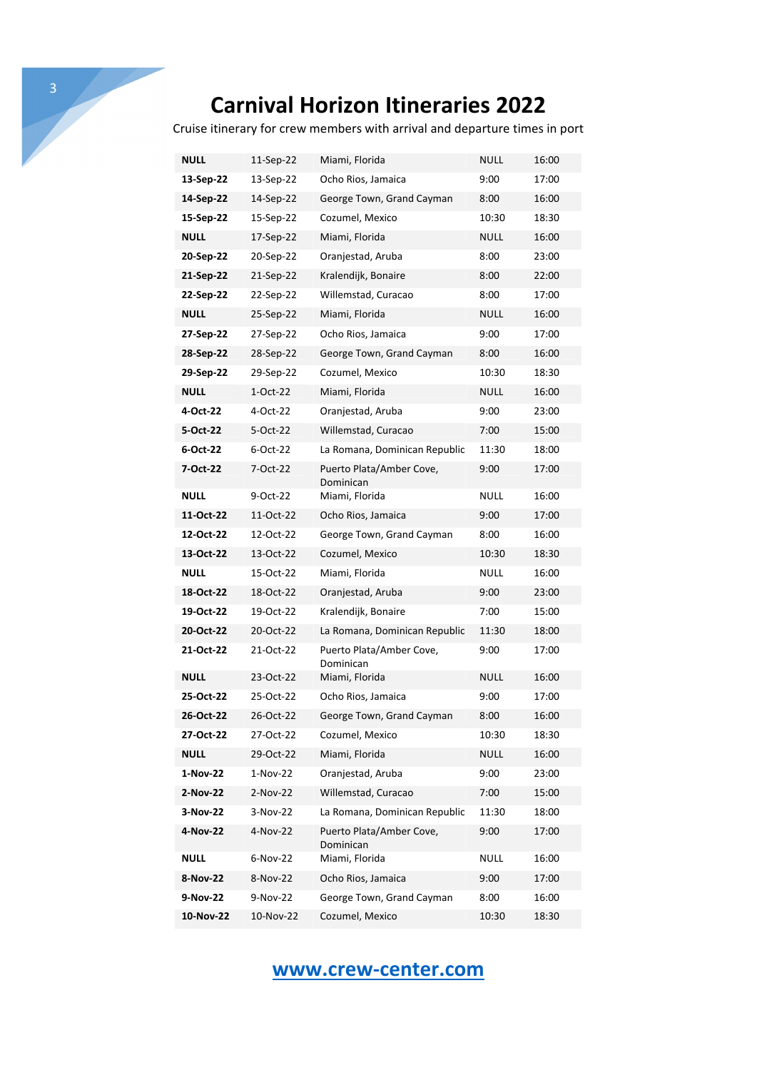# Carnival Horizon Itineraries 2022

Cruise itinerary for crew members with arrival and departure times in port

| | | | | |
|---|---|---|---|---|
| **NULL** | 11-Sep-22 | Miami, Florida | NULL | 16:00 |
| **13-Sep-22** | 13-Sep-22 | Ocho Rios, Jamaica | 9:00 | 17:00 |
| **14-Sep-22** | 14-Sep-22 | George Town, Grand Cayman | 8:00 | 16:00 |
| **15-Sep-22** | 15-Sep-22 | Cozumel, Mexico | 10:30 | 18:30 |
| **NULL** | 17-Sep-22 | Miami, Florida | NULL | 16:00 |
| **20-Sep-22** | 20-Sep-22 | Oranjestad, Aruba | 8:00 | 23:00 |
| **21-Sep-22** | 21-Sep-22 | Kralendijk, Bonaire | 8:00 | 22:00 |
| **22-Sep-22** | 22-Sep-22 | Willemstad, Curacao | 8:00 | 17:00 |
| **NULL** | 25-Sep-22 | Miami, Florida | NULL | 16:00 |
| **27-Sep-22** | 27-Sep-22 | Ocho Rios, Jamaica | 9:00 | 17:00 |
| **28-Sep-22** | 28-Sep-22 | George Town, Grand Cayman | 8:00 | 16:00 |
| **29-Sep-22** | 29-Sep-22 | Cozumel, Mexico | 10:30 | 18:30 |
| **NULL** | 1-Oct-22 | Miami, Florida | NULL | 16:00 |
| **4-Oct-22** | 4-Oct-22 | Oranjestad, Aruba | 9:00 | 23:00 |
| **5-Oct-22** | 5-Oct-22 | Willemstad, Curacao | 7:00 | 15:00 |
| **6-Oct-22** | 6-Oct-22 | La Romana, Dominican Republic | 11:30 | 18:00 |
| **7-Oct-22** | 7-Oct-22 | Puerto Plata/Amber Cove, Dominican | 9:00 | 17:00 |
| **NULL** | 9-Oct-22 | Miami, Florida | NULL | 16:00 |
| **11-Oct-22** | 11-Oct-22 | Ocho Rios, Jamaica | 9:00 | 17:00 |
| **12-Oct-22** | 12-Oct-22 | George Town, Grand Cayman | 8:00 | 16:00 |
| **13-Oct-22** | 13-Oct-22 | Cozumel, Mexico | 10:30 | 18:30 |
| **NULL** | 15-Oct-22 | Miami, Florida | NULL | 16:00 |
| **18-Oct-22** | 18-Oct-22 | Oranjestad, Aruba | 9:00 | 23:00 |
| **19-Oct-22** | 19-Oct-22 | Kralendijk, Bonaire | 7:00 | 15:00 |
| **20-Oct-22** | 20-Oct-22 | La Romana, Dominican Republic | 11:30 | 18:00 |
| **21-Oct-22** | 21-Oct-22 | Puerto Plata/Amber Cove, Dominican | 9:00 | 17:00 |
| **NULL** | 23-Oct-22 | Miami, Florida | NULL | 16:00 |
| **25-Oct-22** | 25-Oct-22 | Ocho Rios, Jamaica | 9:00 | 17:00 |
| **26-Oct-22** | 26-Oct-22 | George Town, Grand Cayman | 8:00 | 16:00 |
| **27-Oct-22** | 27-Oct-22 | Cozumel, Mexico | 10:30 | 18:30 |
| **NULL** | 29-Oct-22 | Miami, Florida | NULL | 16:00 |
| **1-Nov-22** | 1-Nov-22 | Oranjestad, Aruba | 9:00 | 23:00 |
| **2-Nov-22** | 2-Nov-22 | Willemstad, Curacao | 7:00 | 15:00 |
| **3-Nov-22** | 3-Nov-22 | La Romana, Dominican Republic | 11:30 | 18:00 |
| **4-Nov-22** | 4-Nov-22 | Puerto Plata/Amber Cove, Dominican | 9:00 | 17:00 |
| **NULL** | 6-Nov-22 | Miami, Florida | NULL | 16:00 |
| **8-Nov-22** | 8-Nov-22 | Ocho Rios, Jamaica | 9:00 | 17:00 |
| **9-Nov-22** | 9-Nov-22 | George Town, Grand Cayman | 8:00 | 16:00 |
| **10-Nov-22** | 10-Nov-22 | Cozumel, Mexico | 10:30 | 18:30 |

**www.crew-center.com**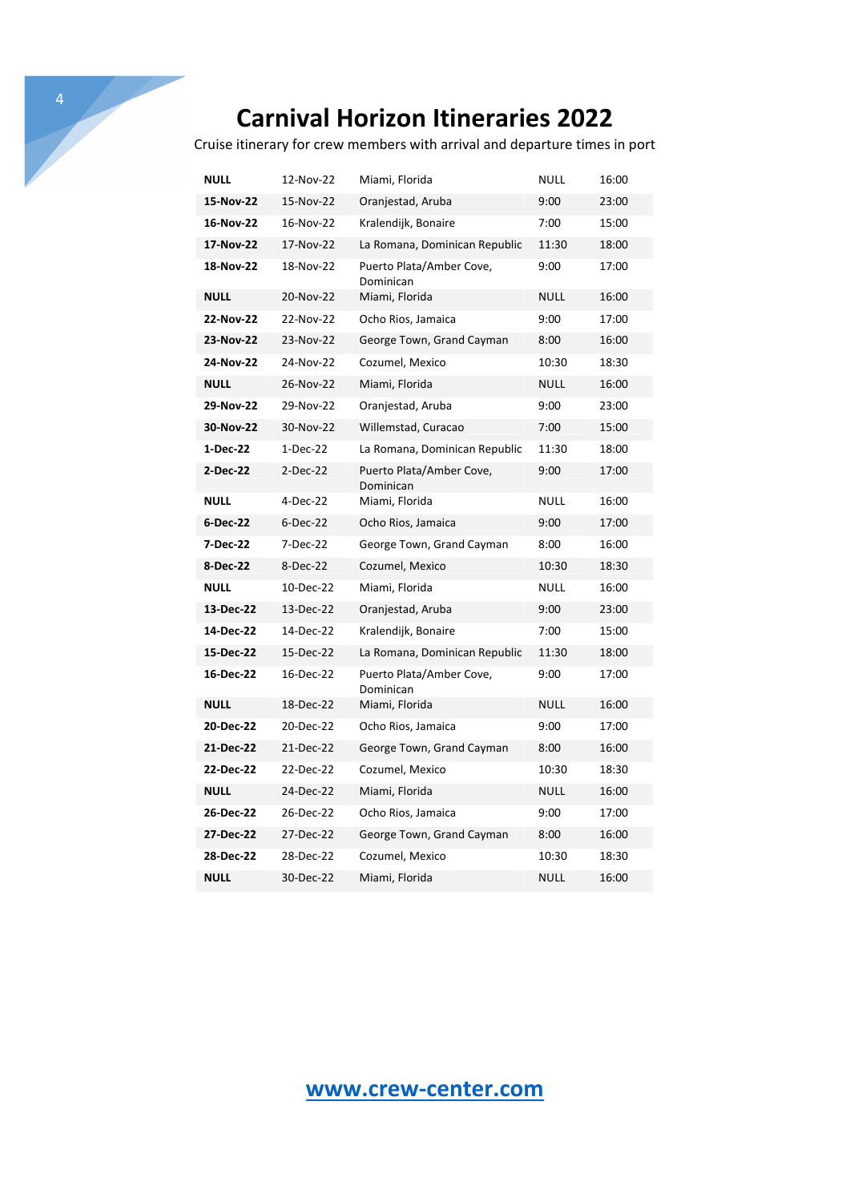# Carnival Horizon Itineraries 2022

Cruise itinerary for crew members with arrival and departure times in port

| | | | | |
|---|---|---|---|---|
| **NULL** | 12-Nov-22 | Miami, Florida | NULL | 16:00 |
| **15-Nov-22** | 15-Nov-22 | Oranjestad, Aruba | 9:00 | 23:00 |
| **16-Nov-22** | 16-Nov-22 | Kralendijk, Bonaire | 7:00 | 15:00 |
| **17-Nov-22** | 17-Nov-22 | La Romana, Dominican Republic | 11:30 | 18:00 |
| **18-Nov-22** | 18-Nov-22 | Puerto Plata/Amber Cove, Dominican | 9:00 | 17:00 |
| **NULL** | 20-Nov-22 | Miami, Florida | NULL | 16:00 |
| **22-Nov-22** | 22-Nov-22 | Ocho Rios, Jamaica | 9:00 | 17:00 |
| **23-Nov-22** | 23-Nov-22 | George Town, Grand Cayman | 8:00 | 16:00 |
| **24-Nov-22** | 24-Nov-22 | Cozumel, Mexico | 10:30 | 18:30 |
| **NULL** | 26-Nov-22 | Miami, Florida | NULL | 16:00 |
| **29-Nov-22** | 29-Nov-22 | Oranjestad, Aruba | 9:00 | 23:00 |
| **30-Nov-22** | 30-Nov-22 | Willemstad, Curacao | 7:00 | 15:00 |
| **1-Dec-22** | 1-Dec-22 | La Romana, Dominican Republic | 11:30 | 18:00 |
| **2-Dec-22** | 2-Dec-22 | Puerto Plata/Amber Cove, Dominican | 9:00 | 17:00 |
| **NULL** | 4-Dec-22 | Miami, Florida | NULL | 16:00 |
| **6-Dec-22** | 6-Dec-22 | Ocho Rios, Jamaica | 9:00 | 17:00 |
| **7-Dec-22** | 7-Dec-22 | George Town, Grand Cayman | 8:00 | 16:00 |
| **8-Dec-22** | 8-Dec-22 | Cozumel, Mexico | 10:30 | 18:30 |
| **NULL** | 10-Dec-22 | Miami, Florida | NULL | 16:00 |
| **13-Dec-22** | 13-Dec-22 | Oranjestad, Aruba | 9:00 | 23:00 |
| **14-Dec-22** | 14-Dec-22 | Kralendijk, Bonaire | 7:00 | 15:00 |
| **15-Dec-22** | 15-Dec-22 | La Romana, Dominican Republic | 11:30 | 18:00 |
| **16-Dec-22** | 16-Dec-22 | Puerto Plata/Amber Cove, Dominican | 9:00 | 17:00 |
| **NULL** | 18-Dec-22 | Miami, Florida | NULL | 16:00 |
| **20-Dec-22** | 20-Dec-22 | Ocho Rios, Jamaica | 9:00 | 17:00 |
| **21-Dec-22** | 21-Dec-22 | George Town, Grand Cayman | 8:00 | 16:00 |
| **22-Dec-22** | 22-Dec-22 | Cozumel, Mexico | 10:30 | 18:30 |
| **NULL** | 24-Dec-22 | Miami, Florida | NULL | 16:00 |
| **26-Dec-22** | 26-Dec-22 | Ocho Rios, Jamaica | 9:00 | 17:00 |
| **27-Dec-22** | 27-Dec-22 | George Town, Grand Cayman | 8:00 | 16:00 |
| **28-Dec-22** | 28-Dec-22 | Cozumel, Mexico | 10:30 | 18:30 |
| **NULL** | 30-Dec-22 | Miami, Florida | NULL | 16:00 |

**www.crew-center.com**